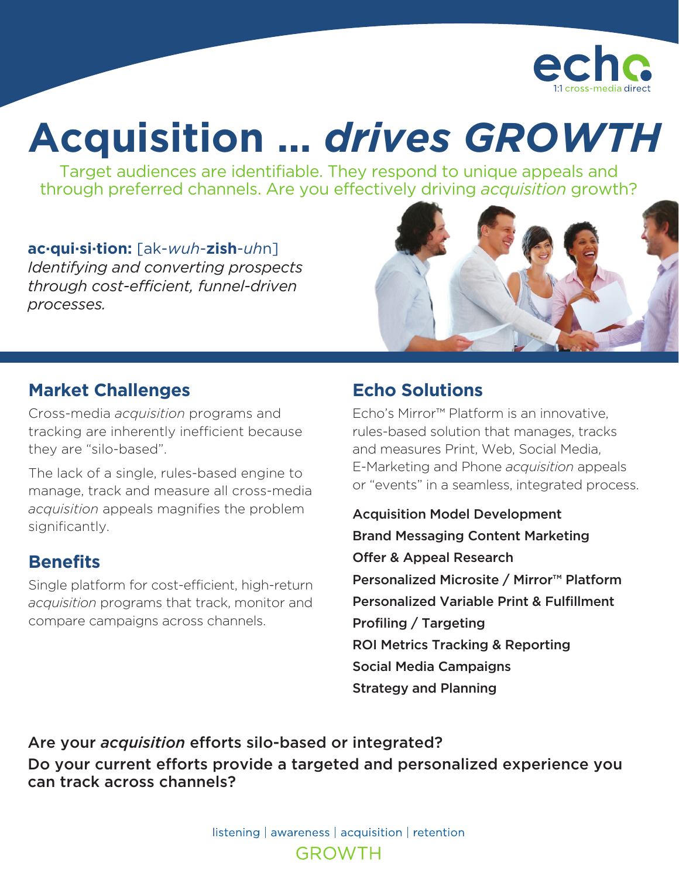echo
1:1 cross-media direct

# Acquisition ... *drives GROWTH*

Target audiences are identifiable. They respond to unique appeals and through preferred channels. Are you effectively driving *acquisition* growth?

**ac·qui·si·tion:** [ak-*wuh*-**zish**-*uh*n]
*Identifying and converting prospects through cost-efficient, funnel-driven processes.*

## Market Challenges

Cross-media *acquisition* programs and tracking are inherently inefficient because they are "silo-based".

The lack of a single, rules-based engine to manage, track and measure all cross-media *acquisition* appeals magnifies the problem significantly.

## Benefits

Single platform for cost-efficient, high-return *acquisition* programs that track, monitor and compare campaigns across channels.

## Echo Solutions

Echo's Mirror™ Platform is an innovative, rules-based solution that manages, tracks and measures Print, Web, Social Media, E-Marketing and Phone *acquisition* appeals or "events" in a seamless, integrated process.

- Acquisition Model Development
- Brand Messaging Content Marketing
- Offer & Appeal Research
- Personalized Microsite / Mirror™ Platform
- Personalized Variable Print & Fulfillment
- Profiling / Targeting
- ROI Metrics Tracking & Reporting
- Social Media Campaigns
- Strategy and Planning

**Are your *acquisition* efforts silo-based or integrated?**

**Do your current efforts provide a targeted and personalized experience you can track across channels?**

listening | awareness | acquisition | retention

GROWTH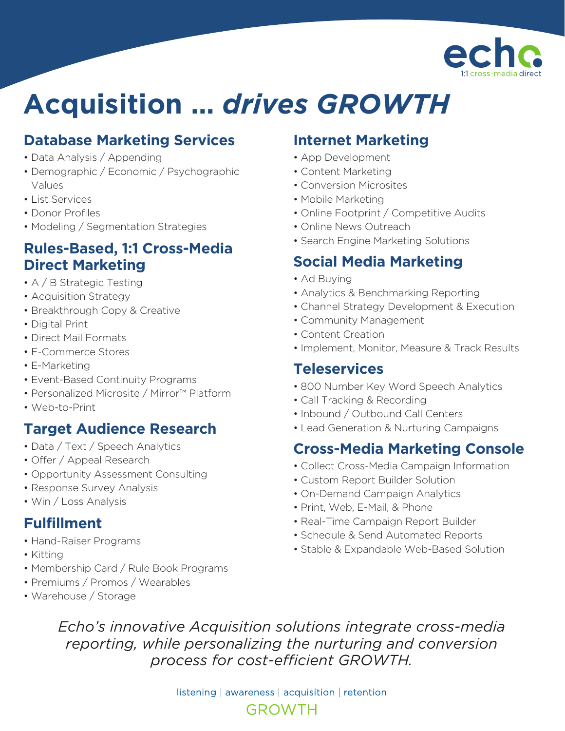echo
1:1 cross-media direct

# Acquisition … *drives GROWTH*

## Database Marketing Services

- Data Analysis / Appending
- Demographic / Economic / Psychographic Values
- List Services
- Donor Profiles
- Modeling / Segmentation Strategies

## Rules-Based, 1:1 Cross-Media Direct Marketing

- A / B Strategic Testing
- Acquisition Strategy
- Breakthrough Copy & Creative
- Digital Print
- Direct Mail Formats
- E-Commerce Stores
- E-Marketing
- Event-Based Continuity Programs
- Personalized Microsite / Mirror™ Platform
- Web-to-Print

## Target Audience Research

- Data / Text / Speech Analytics
- Offer / Appeal Research
- Opportunity Assessment Consulting
- Response Survey Analysis
- Win / Loss Analysis

## Fulfillment

- Hand-Raiser Programs
- Kitting
- Membership Card / Rule Book Programs
- Premiums / Promos / Wearables
- Warehouse / Storage

## Internet Marketing

- App Development
- Content Marketing
- Conversion Microsites
- Mobile Marketing
- Online Footprint / Competitive Audits
- Online News Outreach
- Search Engine Marketing Solutions

## Social Media Marketing

- Ad Buying
- Analytics & Benchmarking Reporting
- Channel Strategy Development & Execution
- Community Management
- Content Creation
- Implement, Monitor, Measure & Track Results

## Teleservices

- 800 Number Key Word Speech Analytics
- Call Tracking & Recording
- Inbound / Outbound Call Centers
- Lead Generation & Nurturing Campaigns

## Cross-Media Marketing Console

- Collect Cross-Media Campaign Information
- Custom Report Builder Solution
- On-Demand Campaign Analytics
- Print, Web, E-Mail, & Phone
- Real-Time Campaign Report Builder
- Schedule & Send Automated Reports
- Stable & Expandable Web-Based Solution

*Echo's innovative Acquisition solutions integrate cross-media reporting, while personalizing the nurturing and conversion process for cost-efficient GROWTH.*

listening | awareness | acquisition | retention

GROWTH